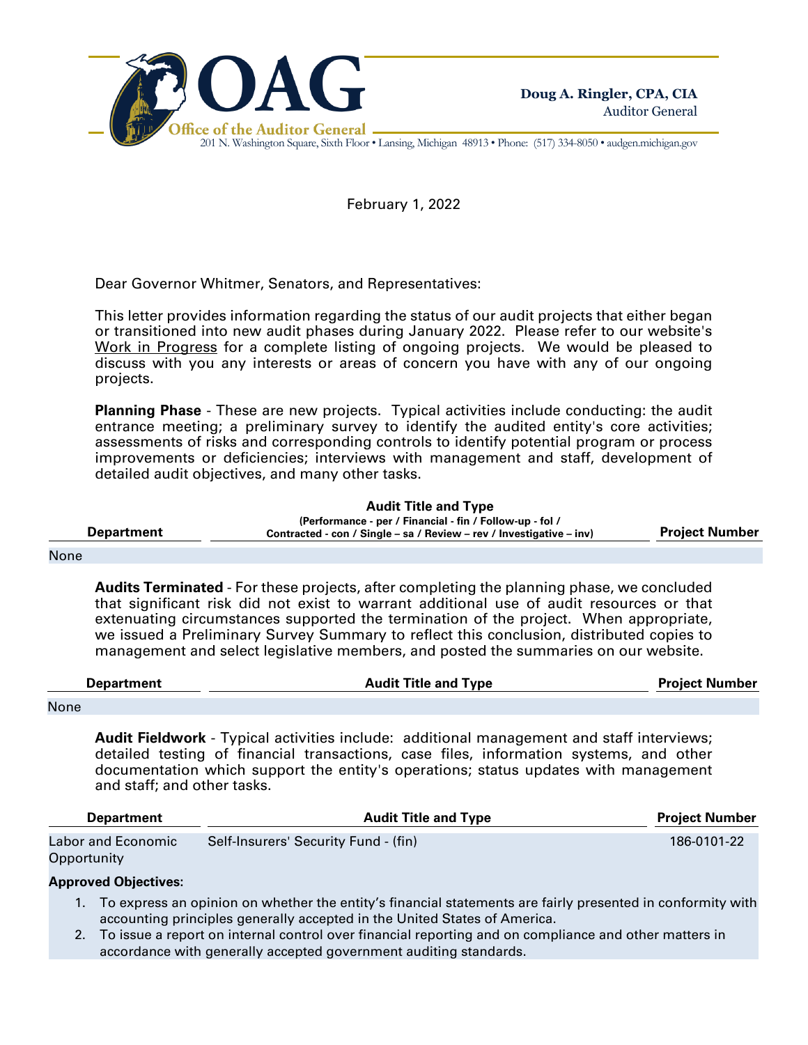**OAG**
**Office of the Auditor General**
201 N. Washington Square, Sixth Floor • Lansing, Michigan 48913 • Phone: (517) 334-8050 • audgen.michigan.gov

**Doug A. Ringler, CPA, CIA**
Auditor General

February 1, 2022

Dear Governor Whitmer, Senators, and Representatives:

This letter provides information regarding the status of our audit projects that either began or transitioned into new audit phases during January 2022. Please refer to our website's Work in Progress for a complete listing of ongoing projects. We would be pleased to discuss with you any interests or areas of concern you have with any of our ongoing projects.

**Planning Phase** - These are new projects. Typical activities include conducting: the audit entrance meeting; a preliminary survey to identify the audited entity's core activities; assessments of risks and corresponding controls to identify potential program or process improvements or deficiencies; interviews with management and staff, development of detailed audit objectives, and many other tasks.

| Department | Audit Title and Type (Performance - per / Financial - fin / Follow-up - fol / Contracted - con / Single – sa / Review – rev / Investigative – inv) | Project Number |
| --- | --- | --- |
| None | | |

**Audits Terminated** - For these projects, after completing the planning phase, we concluded that significant risk did not exist to warrant additional use of audit resources or that extenuating circumstances supported the termination of the project. When appropriate, we issued a Preliminary Survey Summary to reflect this conclusion, distributed copies to management and select legislative members, and posted the summaries on our website.

| Department | Audit Title and Type | Project Number |
| --- | --- | --- |
| None | | |

**Audit Fieldwork** - Typical activities include: additional management and staff interviews; detailed testing of financial transactions, case files, information systems, and other documentation which support the entity's operations; status updates with management and staff; and other tasks.

| Department | Audit Title and Type | Project Number |
| --- | --- | --- |
| Labor and Economic Opportunity | Self-Insurers' Security Fund - (fin) | 186-0101-22 |

**Approved Objectives:**

1. To express an opinion on whether the entity's financial statements are fairly presented in conformity with accounting principles generally accepted in the United States of America.
2. To issue a report on internal control over financial reporting and on compliance and other matters in accordance with generally accepted government auditing standards.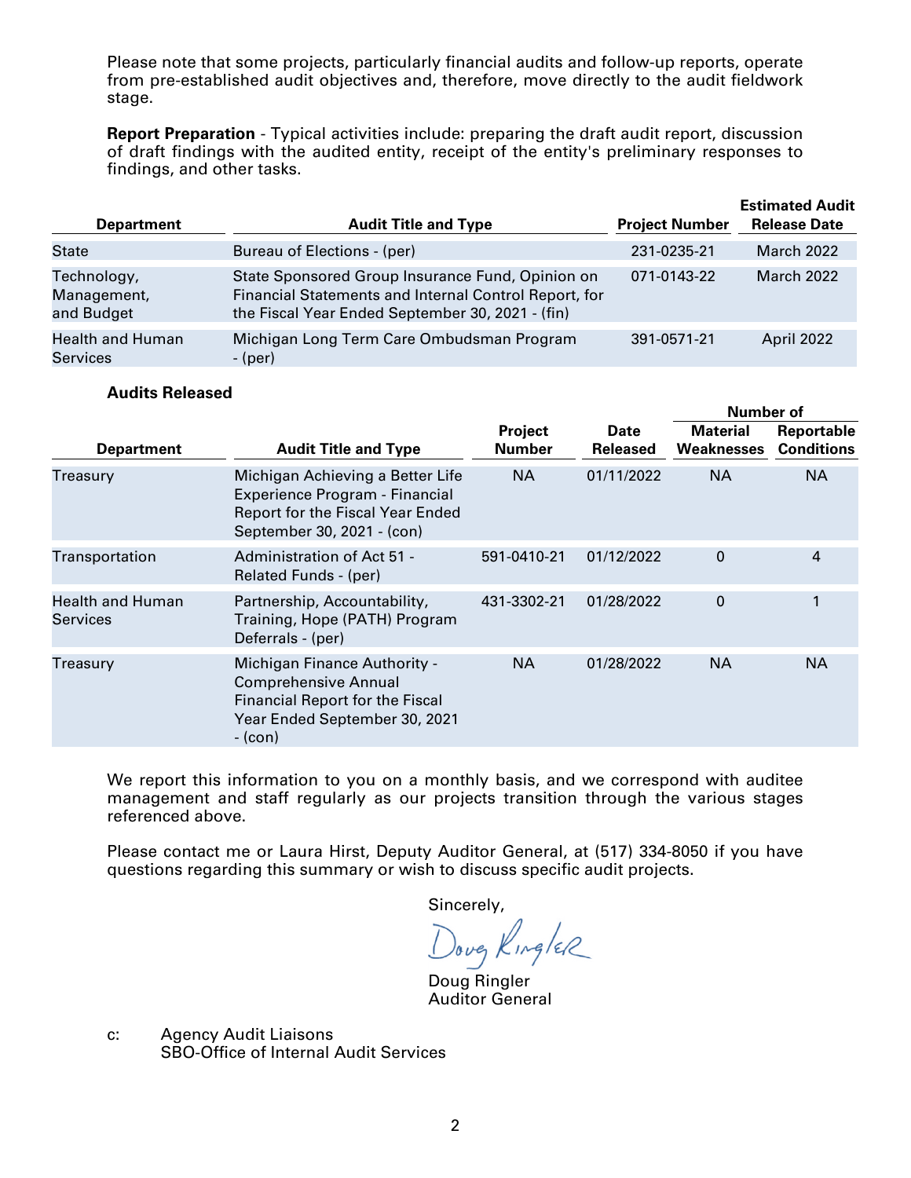Please note that some projects, particularly financial audits and follow-up reports, operate from pre-established audit objectives and, therefore, move directly to the audit fieldwork stage.

**Report Preparation** - Typical activities include: preparing the draft audit report, discussion of draft findings with the audited entity, receipt of the entity's preliminary responses to findings, and other tasks.

| Department | Audit Title and Type | Project Number | Estimated Audit Release Date |
|---|---|---|---|
| State | Bureau of Elections - (per) | 231-0235-21 | March 2022 |
| Technology, Management, and Budget | State Sponsored Group Insurance Fund, Opinion on Financial Statements and Internal Control Report, for the Fiscal Year Ended September 30, 2021 - (fin) | 071-0143-22 | March 2022 |
| Health and Human Services | Michigan Long Term Care Ombudsman Program - (per) | 391-0571-21 | April 2022 |

**Audits Released**

| Department | Audit Title and Type | Project Number | Date Released | Number of Material Weaknesses | Number of Reportable Conditions |
|---|---|---|---|---|---|
| Treasury | Michigan Achieving a Better Life Experience Program - Financial Report for the Fiscal Year Ended September 30, 2021 - (con) | NA | 01/11/2022 | NA | NA |
| Transportation | Administration of Act 51 - Related Funds - (per) | 591-0410-21 | 01/12/2022 | 0 | 4 |
| Health and Human Services | Partnership, Accountability, Training, Hope (PATH) Program Deferrals - (per) | 431-3302-21 | 01/28/2022 | 0 | 1 |
| Treasury | Michigan Finance Authority - Comprehensive Annual Financial Report for the Fiscal Year Ended September 30, 2021 - (con) | NA | 01/28/2022 | NA | NA |

We report this information to you on a monthly basis, and we correspond with auditee management and staff regularly as our projects transition through the various stages referenced above.

Please contact me or Laura Hirst, Deputy Auditor General, at (517) 334-8050 if you have questions regarding this summary or wish to discuss specific audit projects.

Sincerely,

Doug Ringler

Doug Ringler
Auditor General

c: Agency Audit Liaisons
SBO-Office of Internal Audit Services